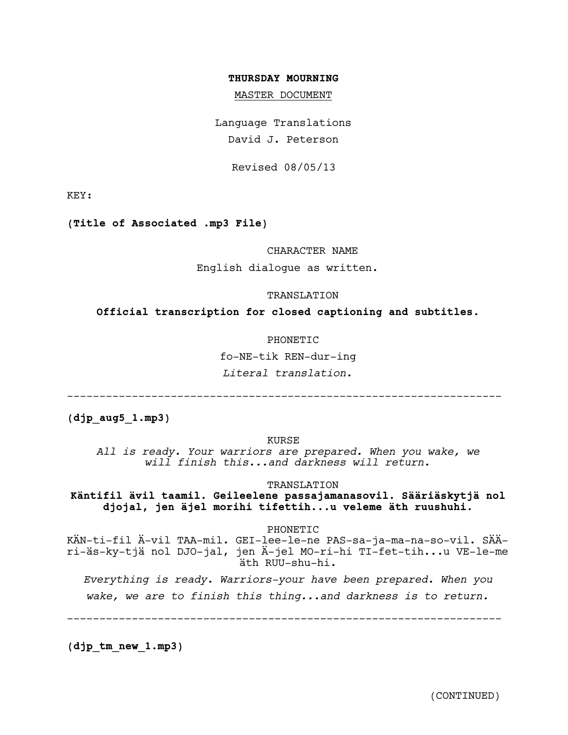**THURSDAY MOURNING**

MASTER DOCUMENT

Language Translations

David J. Peterson

Revised 08/05/13

KEY:

**(Title of Associated .mp3 File)**

CHARACTER NAME

English dialogue as written.

TRANSLATION

**Official transcription for closed captioning and subtitles.**

PHONETIC

fo-NE-tik REN-dur-ing

*Literal translation.*

---

**(djp_aug5_1.mp3)**

KURSE

*All is ready. Your warriors are prepared. When you wake, we will finish this...and darkness will return.*

TRANSLATION

**Käntifil ävil taamil. Geileelene passajamanasovil. Sääriäskytjä nol djojal, jen äjel morihi tifettih...u veleme äth ruushuhi.**

PHONETIC

KÄN-ti-fil Ä-vil TAA-mil. GEI-lee-le-ne PAS-sa-ja-ma-na-so-vil. SÄÄ-ri-äs-ky-tjä nol DJO-jal, jen Ä-jel MO-ri-hi TI-fet-tih...u VE-le-me äth RUU-shu-hi.

*Everything is ready. Warriors-your have been prepared. When you wake, we are to finish this thing...and darkness is to return.*

---

**(djp_tm_new_1.mp3)**

(CONTINUED)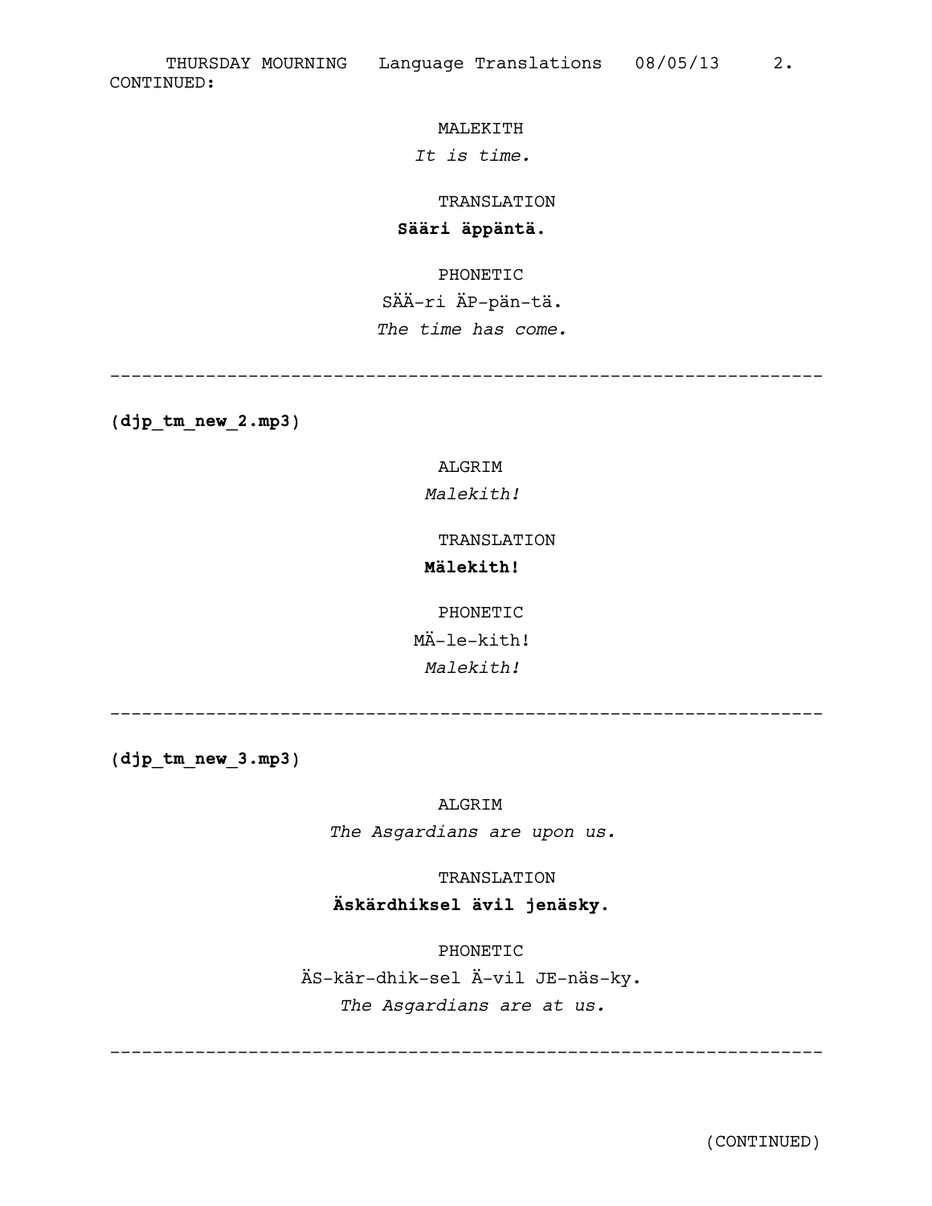CONTINUED:

MALEKITH

*It is time.*

TRANSLATION

**Sääri äppäntä.**

PHONETIC

SÄÄ-ri ÄP-pän-tä.

*The time has come.*

---

**(djp_tm_new_2.mp3)**

ALGRIM

*Malekith!*

TRANSLATION

**Mälekith!**

PHONETIC

MÄ-le-kith!

*Malekith!*

---

**(djp_tm_new_3.mp3)**

ALGRIM

*The Asgardians are upon us.*

TRANSLATION

**Äskärdhiksel ävil jenäsky.**

PHONETIC

ÄS-kär-dhik-sel Ä-vil JE-näs-ky.

*The Asgardians are at us.*

---

(CONTINUED)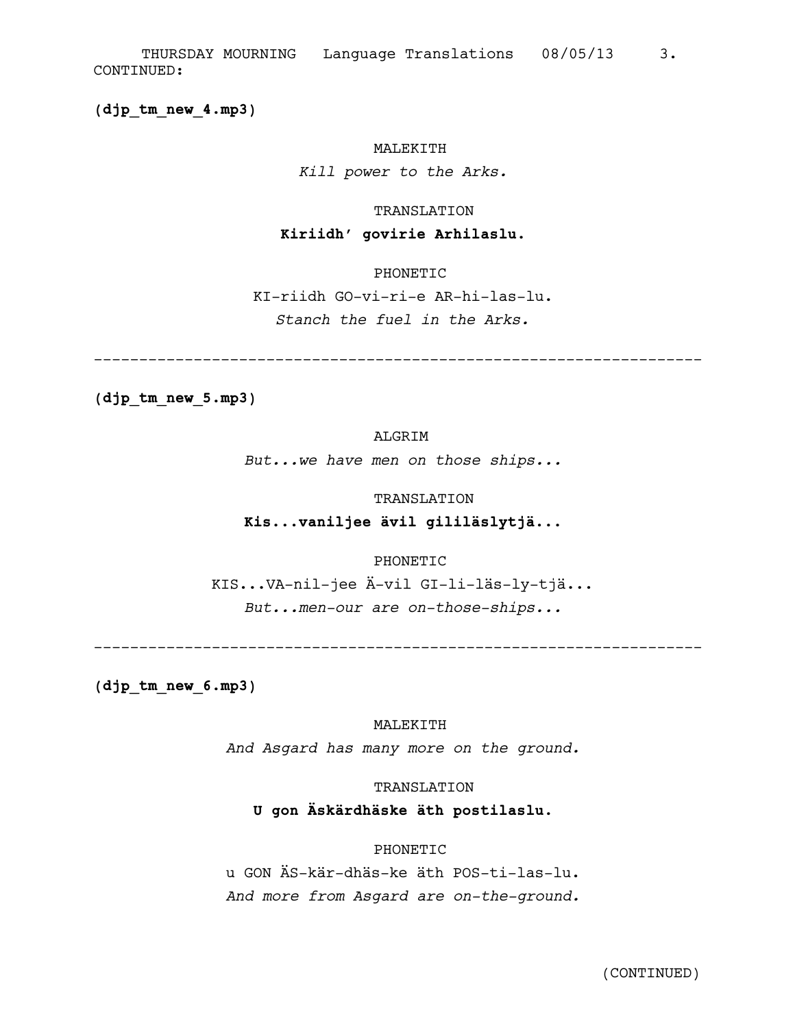CONTINUED:

**(djp_tm_new_4.mp3)**

MALEKITH

*Kill power to the Arks.*

TRANSLATION

**Kiriidh' govirie Arhilaslu.**

PHONETIC

KI-riidh GO-vi-ri-e AR-hi-las-lu.

*Stanch the fuel in the Arks.*

---

**(djp_tm_new_5.mp3)**

ALGRIM

*But...we have men on those ships...*

TRANSLATION

**Kis...vaniljee ävil gililäslytjä...**

PHONETIC

KIS...VA-nil-jee Ä-vil GI-li-läs-ly-tjä...

*But...men-our are on-those-ships...*

---

**(djp_tm_new_6.mp3)**

MALEKITH

*And Asgard has many more on the ground.*

TRANSLATION

**U gon Äskärdhäske äth postilaslu.**

PHONETIC

u GON ÄS-kär-dhäs-ke äth POS-ti-las-lu.

*And more from Asgard are on-the-ground.*

(CONTINUED)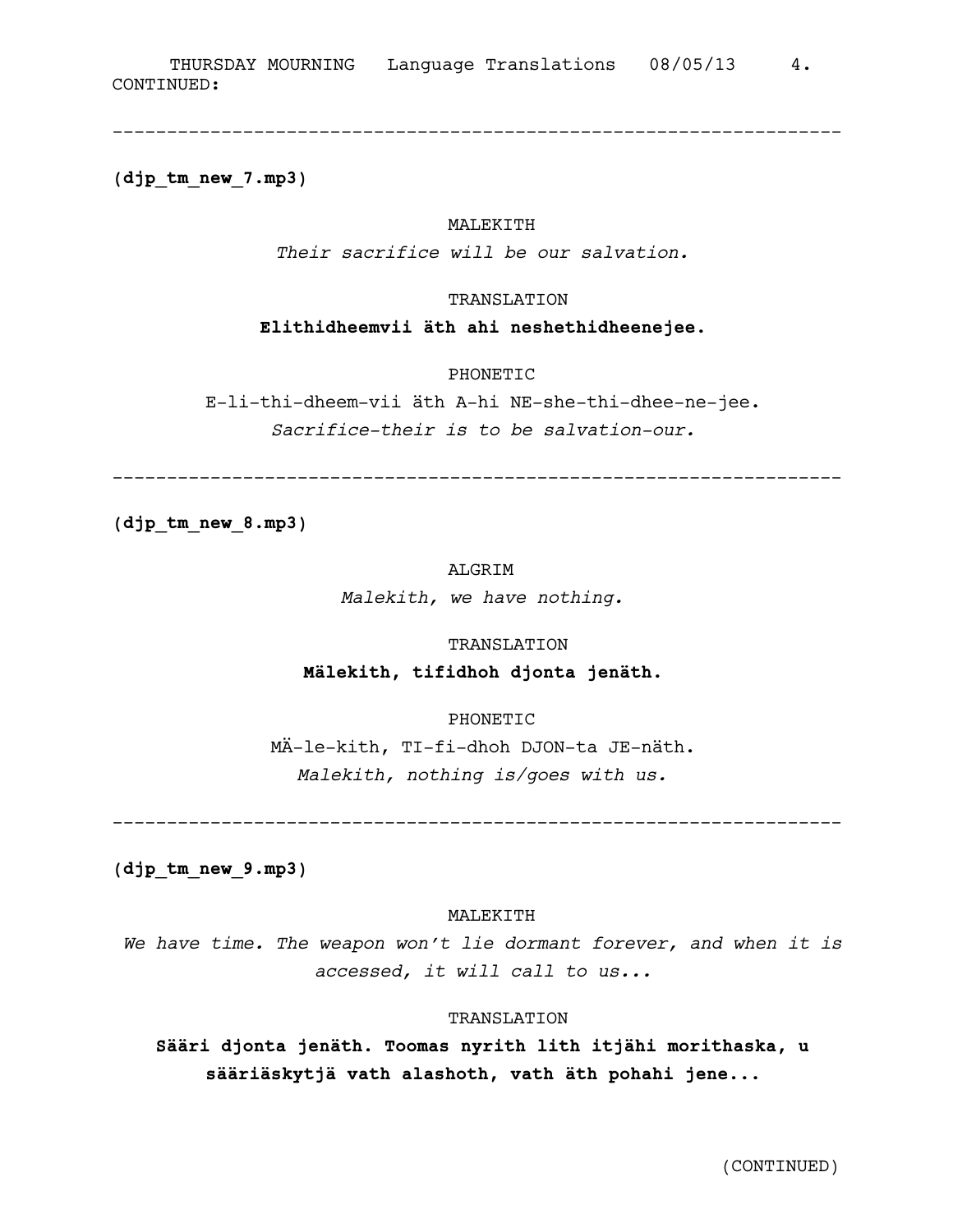CONTINUED:

---

**(djp_tm_new_7.mp3)**

MALEKITH

*Their sacrifice will be our salvation.*

TRANSLATION

**Elithidheemvii äth ahi neshethidheenejee.**

PHONETIC

E-li-thi-dheem-vii äth A-hi NE-she-thi-dhee-ne-jee.

*Sacrifice-their is to be salvation-our.*

---

**(djp_tm_new_8.mp3)**

ALGRIM

*Malekith, we have nothing.*

TRANSLATION

**Mälekith, tifidhoh djonta jenäth.**

PHONETIC

MÄ-le-kith, TI-fi-dhoh DJON-ta JE-näth.

*Malekith, nothing is/goes with us.*

---

**(djp_tm_new_9.mp3)**

MALEKITH

*We have time. The weapon won't lie dormant forever, and when it is accessed, it will call to us...*

TRANSLATION

**Sääri djonta jenäth. Toomas nyrith lith itjähi morithaska, u sääriäskytjä vath alashoth, vath äth pohahi jene...**

(CONTINUED)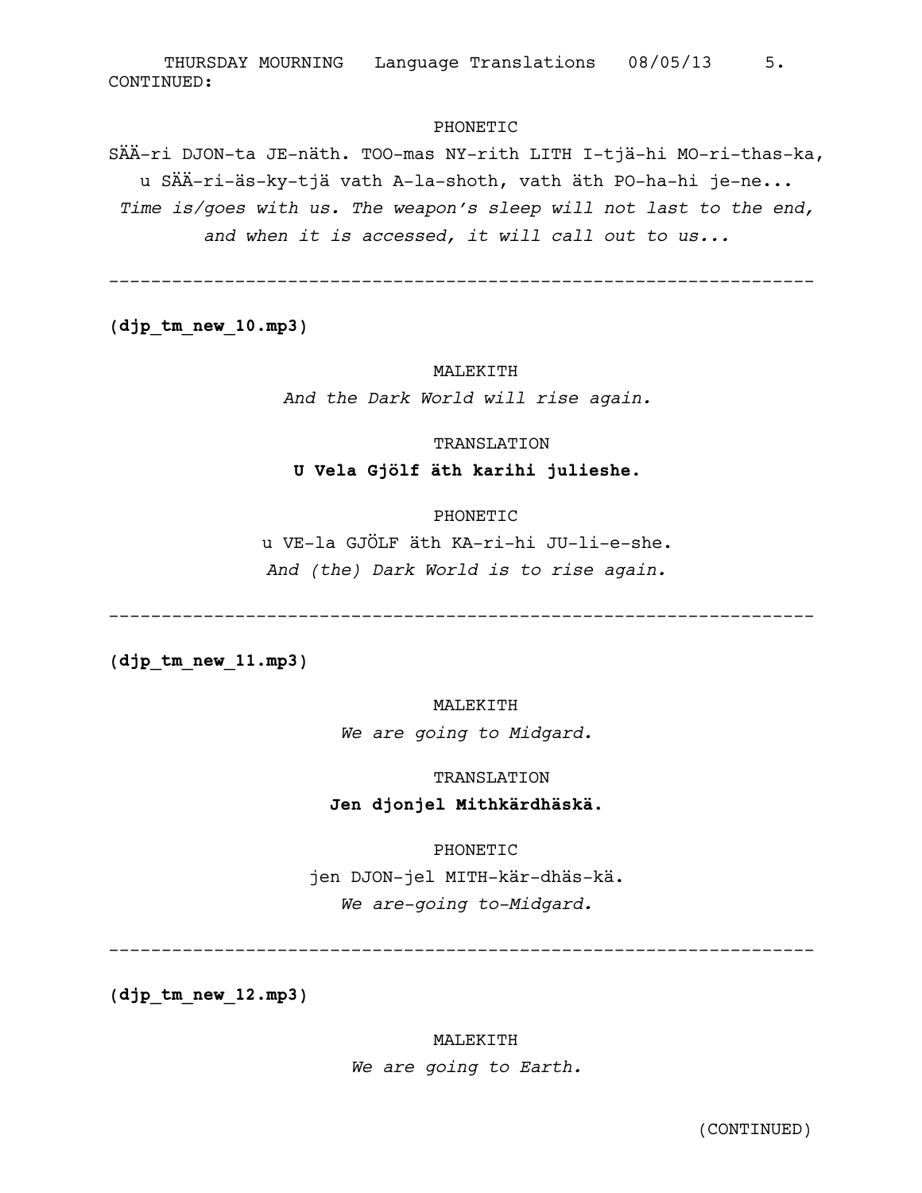CONTINUED:

PHONETIC

SÄÄ-ri DJON-ta JE-näth. TOO-mas NY-rith LITH I-tjä-hi MO-ri-thas-ka,
u SÄÄ-ri-äs-ky-tjä vath A-la-shoth, vath äth PO-ha-hi je-ne...
*Time is/goes with us. The weapon's sleep will not last to the end,*
*and when it is accessed, it will call out to us...*

---

**(djp_tm_new_10.mp3)**

MALEKITH
*And the Dark World will rise again.*

TRANSLATION
**U Vela Gjölf äth karihi julieshe.**

PHONETIC
u VE-la GJÖLF äth KA-ri-hi JU-li-e-she.
*And (the) Dark World is to rise again.*

---

**(djp_tm_new_11.mp3)**

MALEKITH
*We are going to Midgard.*

TRANSLATION
**Jen djonjel Mithkärdhäskä.**

PHONETIC
jen DJON-jel MITH-kär-dhäs-kä.
*We are-going to-Midgard.*

---

**(djp_tm_new_12.mp3)**

MALEKITH
*We are going to Earth.*

(CONTINUED)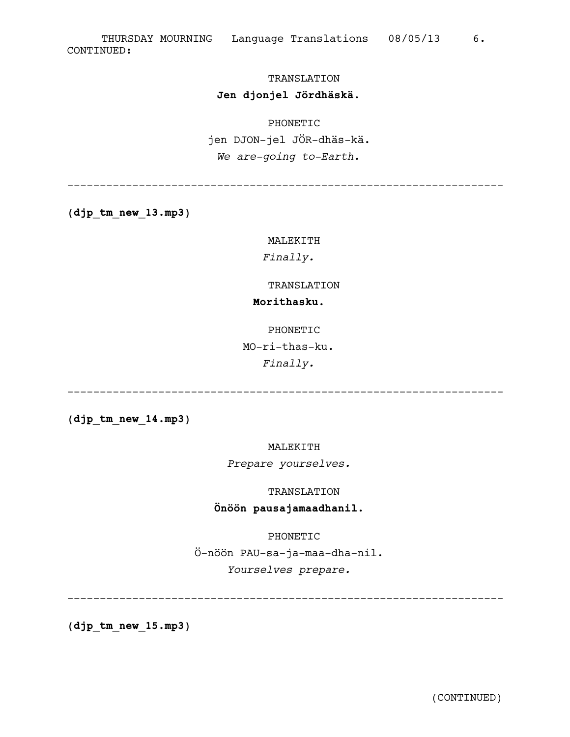CONTINUED:

TRANSLATION

**Jen djonjel Jördhäskä.**

PHONETIC

jen DJON-jel JÖR-dhäs-kä.

*We are-going to-Earth.*

---

**(djp_tm_new_13.mp3)**

MALEKITH

*Finally.*

TRANSLATION

**Morithasku.**

PHONETIC

MO-ri-thas-ku.

*Finally.*

---

**(djp_tm_new_14.mp3)**

MALEKITH

*Prepare yourselves.*

TRANSLATION

**Önöön pausajamaadhanil.**

PHONETIC

Ö-nöön PAU-sa-ja-maa-dha-nil.

*Yourselves prepare.*

---

**(djp_tm_new_15.mp3)**

(CONTINUED)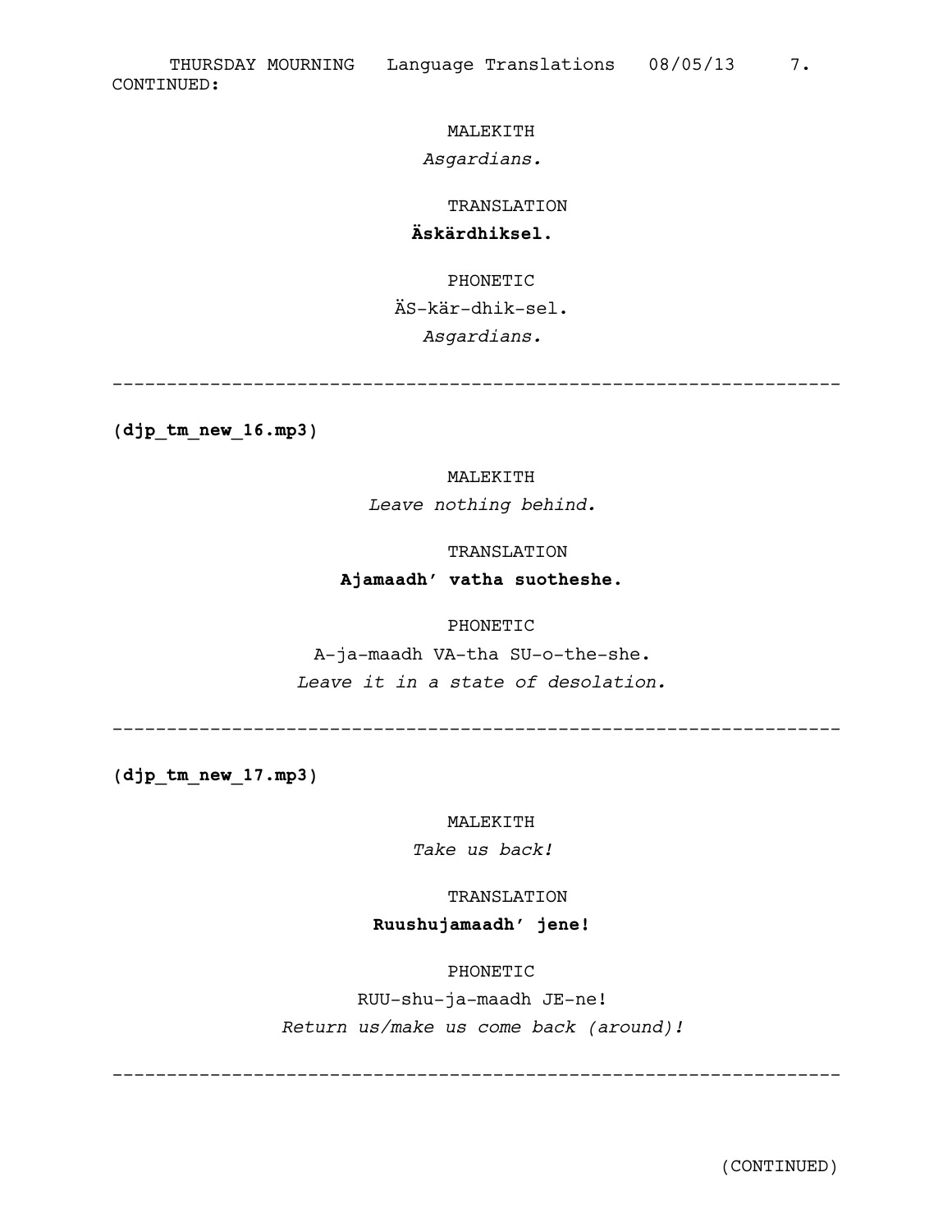CONTINUED:

MALEKITH

*Asgardians.*

TRANSLATION

**Äskärdhiksel.**

PHONETIC

ÄS-kär-dhik-sel.

*Asgardians.*

---

**(djp_tm_new_16.mp3)**

MALEKITH

*Leave nothing behind.*

TRANSLATION

**Ajamaadh' vatha suotheshe.**

PHONETIC

A-ja-maadh VA-tha SU-o-the-she.

*Leave it in a state of desolation.*

---

**(djp_tm_new_17.mp3)**

MALEKITH

*Take us back!*

TRANSLATION

**Ruushujamaadh' jene!**

PHONETIC

RUU-shu-ja-maadh JE-ne!

*Return us/make us come back (around)!*

---

(CONTINUED)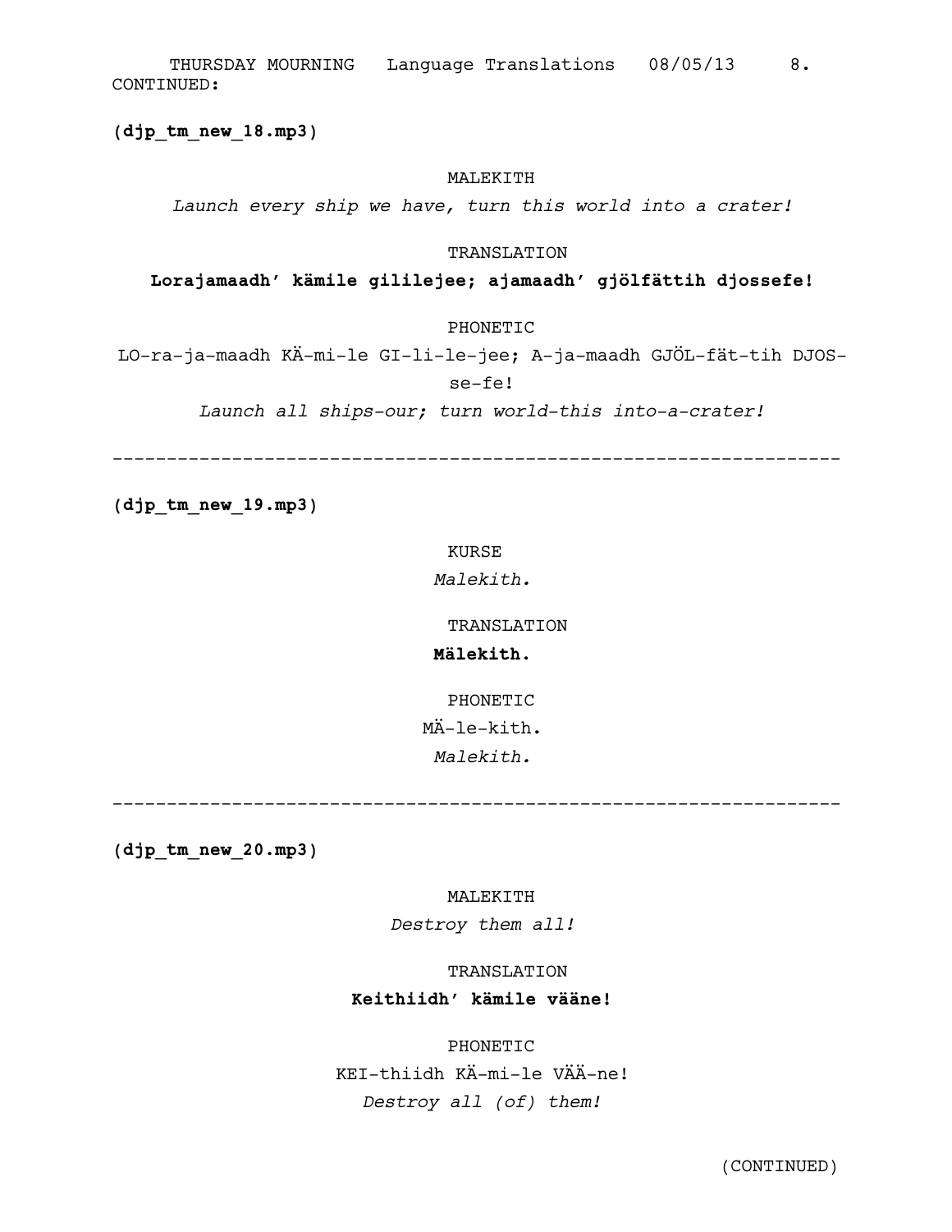CONTINUED:

**(djp_tm_new_18.mp3)**

MALEKITH

*Launch every ship we have, turn this world into a crater!*

TRANSLATION

**Lorajamaadh’ kämile gililejee; ajamaadh’ gjölfättih djossefe!**

PHONETIC

LO-ra-ja-maadh KÄ-mi-le GI-li-le-jee; A-ja-maadh GJÖL-fät-tih DJOS-se-fe!

*Launch all ships-our; turn world-this into-a-crater!*

---

**(djp_tm_new_19.mp3)**

KURSE

*Malekith.*

TRANSLATION

**Mälekith.**

PHONETIC

MÄ-le-kith.

*Malekith.*

---

**(djp_tm_new_20.mp3)**

MALEKITH

*Destroy them all!*

TRANSLATION

**Keithiidh’ kämile vääne!**

PHONETIC

KEI-thiidh KÄ-mi-le VÄÄ-ne!

*Destroy all (of) them!*

(CONTINUED)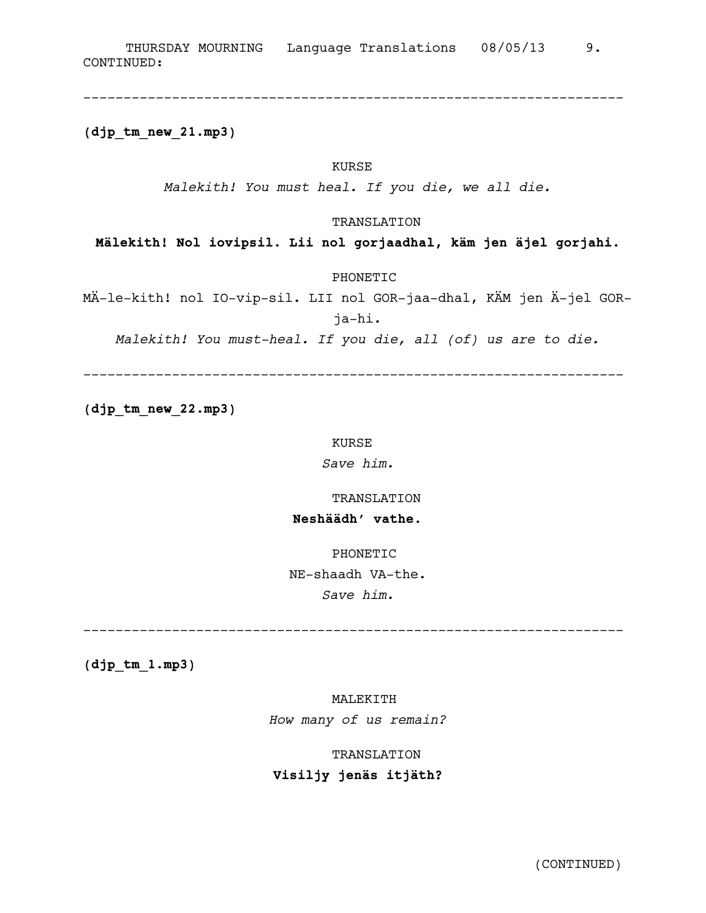CONTINUED:

---

**(djp_tm_new_21.mp3)**

KURSE

*Malekith! You must heal. If you die, we all die.*

TRANSLATION

**Mälekith! Nol iovipsil. Lii nol gorjaadhal, käm jen äjel gorjahi.**

PHONETIC

MÄ-le-kith! nol IO-vip-sil. LII nol GOR-jaa-dhal, KÄM jen Ä-jel GOR-ja-hi.

*Malekith! You must-heal. If you die, all (of) us are to die.*

---

**(djp_tm_new_22.mp3)**

KURSE

*Save him.*

TRANSLATION

**Neshäädh' vathe.**

PHONETIC

NE-shaadh VA-the.

*Save him.*

---

**(djp_tm_1.mp3)**

MALEKITH

*How many of us remain?*

TRANSLATION

**Visiljy jenäs itjäth?**

(CONTINUED)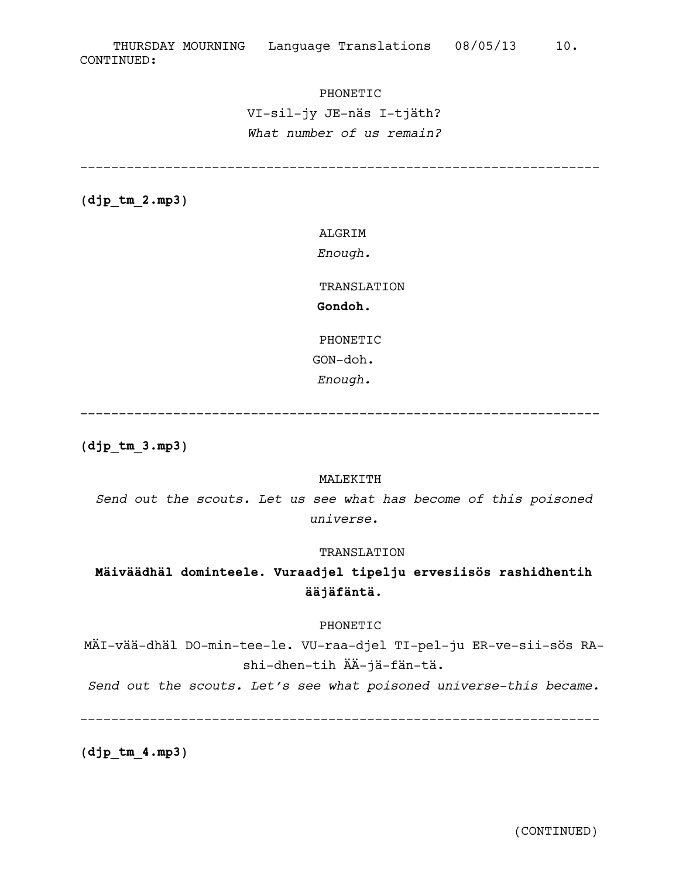CONTINUED:

PHONETIC

VI-sil-jy JE-näs I-tjäth?

*What number of us remain?*

---

**(djp_tm_2.mp3)**

ALGRIM

*Enough.*

TRANSLATION

**Gondoh.**

PHONETIC

GON-doh.

*Enough.*

---

**(djp_tm_3.mp3)**

MALEKITH

*Send out the scouts. Let us see what has become of this poisoned universe.*

TRANSLATION

**Mäiväädhäl dominteele. Vuraadjel tipelju ervesiisös rashidhentih ääjäfäntä.**

PHONETIC

MÄI-vää-dhäl DO-min-tee-le. VU-raa-djel TI-pel-ju ER-ve-sii-sös RA-shi-dhen-tih ÄÄ-jä-fän-tä.

*Send out the scouts. Let's see what poisoned universe-this became.*

---

**(djp_tm_4.mp3)**

(CONTINUED)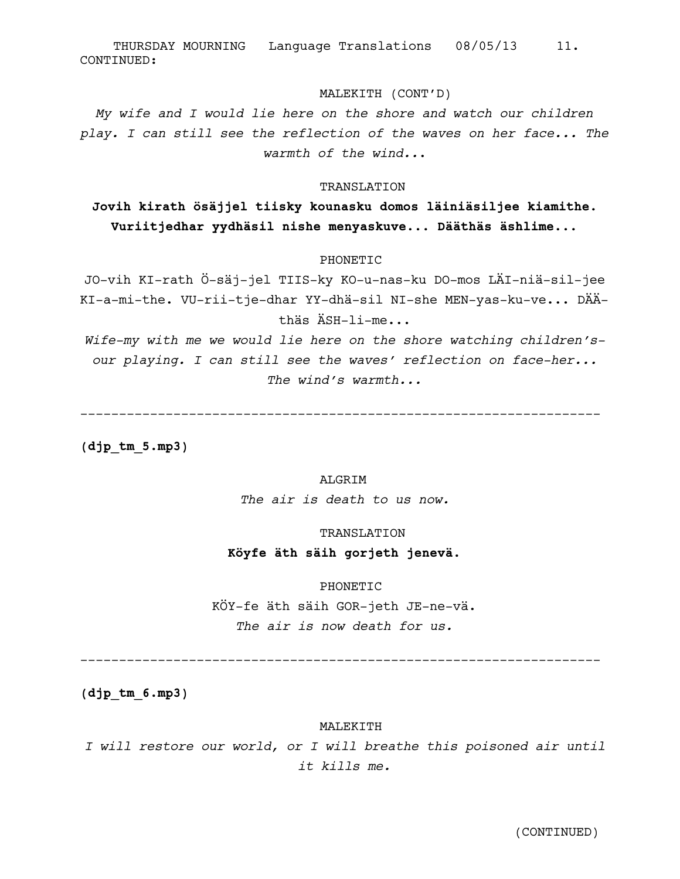CONTINUED:

MALEKITH (CONT'D)

*My wife and I would lie here on the shore and watch our children play. I can still see the reflection of the waves on her face... The warmth of the wind...*

TRANSLATION

**Jovih kirath ösäjjel tiisky kounasku domos läiniäsiljee kiamithe. Vuriitjedhar yydhäsil nishe menyaskuve... Dääthäs äshlime...**

PHONETIC

JO-vih KI-rath Ö-säj-jel TIIS-ky KO-u-nas-ku DO-mos LÄI-niä-sil-jee KI-a-mi-the. VU-rii-tje-dhar YY-dhä-sil NI-she MEN-yas-ku-ve... DÄÄ-thäs ÄSH-li-me...

*Wife-my with me we would lie here on the shore watching children's-our playing. I can still see the waves' reflection on face-her... The wind's warmth...*

---

**(djp_tm_5.mp3)**

ALGRIM

*The air is death to us now.*

TRANSLATION

**Köyfe äth säih gorjeth jenevä.**

PHONETIC

KÖY-fe äth säih GOR-jeth JE-ne-vä.

*The air is now death for us.*

---

**(djp_tm_6.mp3)**

MALEKITH

*I will restore our world, or I will breathe this poisoned air until it kills me.*

(CONTINUED)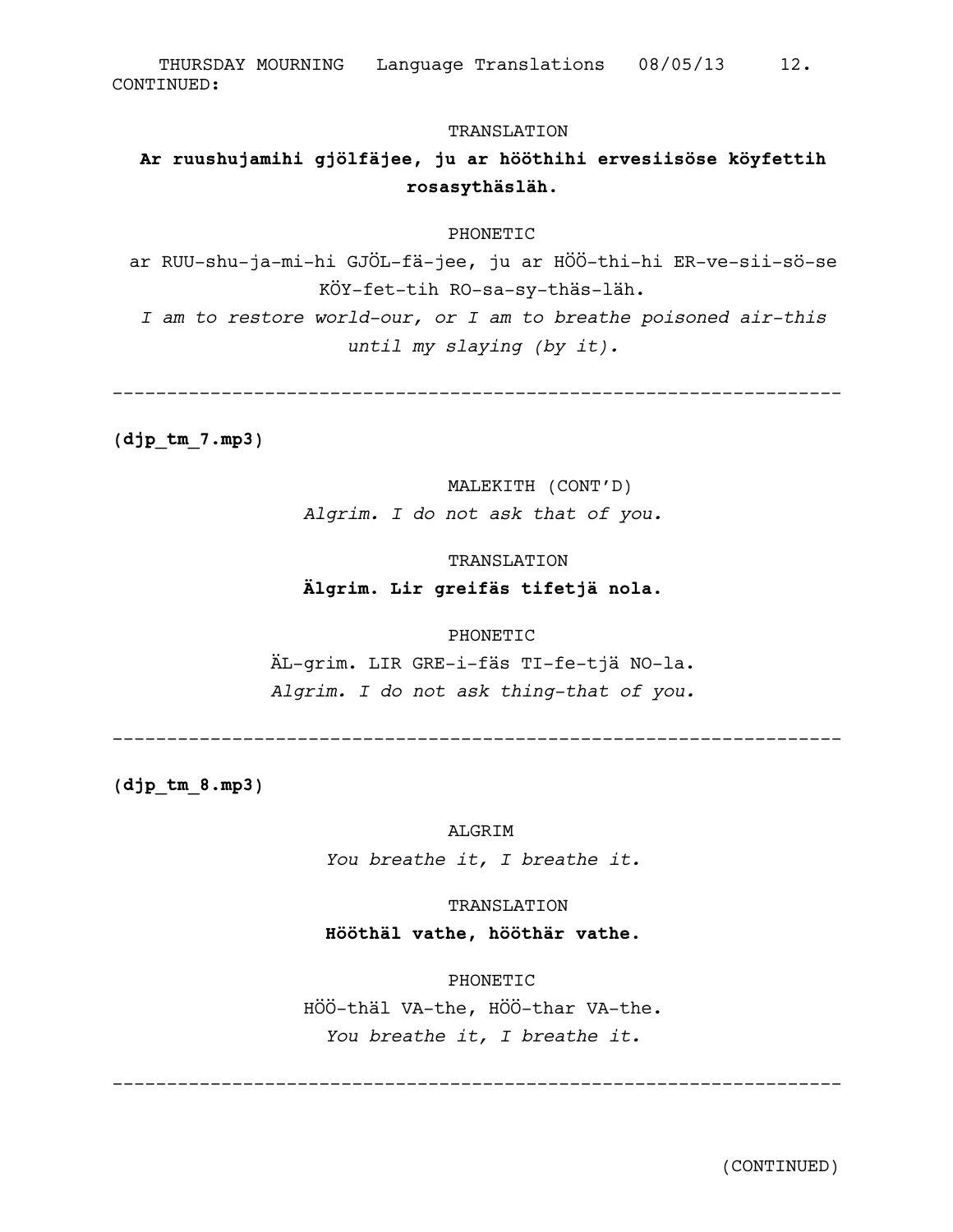CONTINUED:

TRANSLATION

**Ar ruushujamihi gjölfäjee, ju ar hööthihi ervesiisöse köyfettih rosasythäsläh.**

PHONETIC

ar RUU-shu-ja-mi-hi GJÖL-fä-jee, ju ar HÖÖ-thi-hi ER-ve-sii-sö-se KÖY-fet-tih RO-sa-sy-thäs-läh.

*I am to restore world-our, or I am to breathe poisoned air-this until my slaying (by it).*

---

**(djp_tm_7.mp3)**

MALEKITH (CONT'D)

*Algrim. I do not ask that of you.*

TRANSLATION

**Älgrim. Lir greifäs tifetjä nola.**

PHONETIC

ÄL-grim. LIR GRE-i-fäs TI-fe-tjä NO-la.

*Algrim. I do not ask thing-that of you.*

---

**(djp_tm_8.mp3)**

ALGRIM

*You breathe it, I breathe it.*

TRANSLATION

**Hööthäl vathe, hööthär vathe.**

PHONETIC

HÖÖ-thäl VA-the, HÖÖ-thar VA-the.

*You breathe it, I breathe it.*

---

(CONTINUED)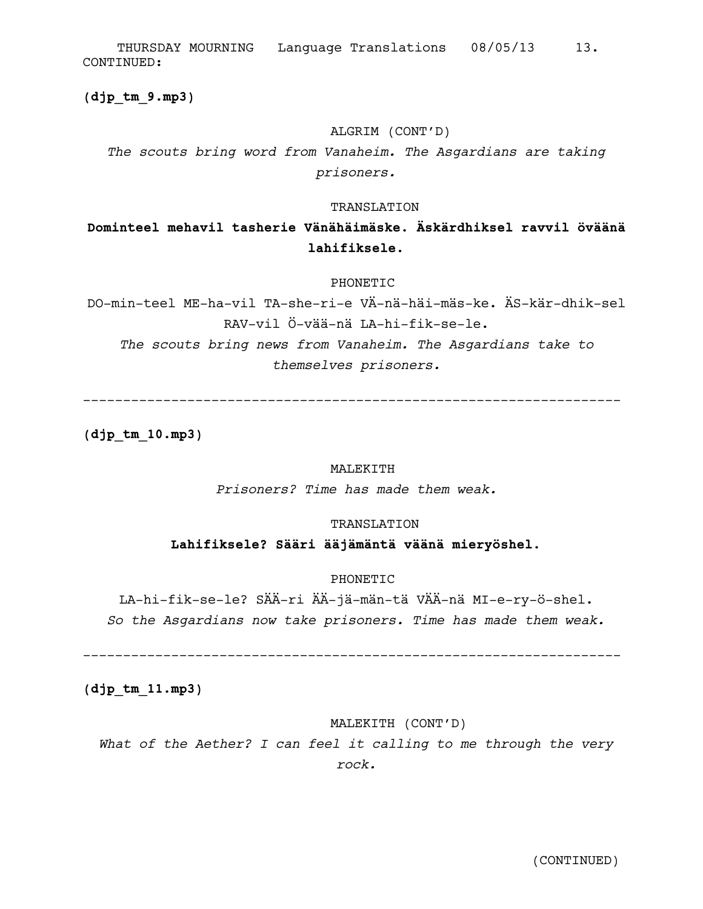CONTINUED:

**(djp_tm_9.mp3)**

ALGRIM (CONT'D)

*The scouts bring word from Vanaheim. The Asgardians are taking prisoners.*

TRANSLATION

**Dominteel mehavil tasherie Vänähäimäske. Äskärdhiksel ravvil öväänä lahifiksele.**

PHONETIC

DO-min-teel ME-ha-vil TA-she-ri-e VÄ-nä-häi-mäs-ke. ÄS-kär-dhik-sel RAV-vil Ö-vää-nä LA-hi-fik-se-le.

*The scouts bring news from Vanaheim. The Asgardians take to themselves prisoners.*

---

**(djp_tm_10.mp3)**

MALEKITH

*Prisoners? Time has made them weak.*

TRANSLATION

**Lahifiksele? Sääri ääjämäntä väänä mieryöshel.**

PHONETIC

LA-hi-fik-se-le? SÄÄ-ri ÄÄ-jä-män-tä VÄÄ-nä MI-e-ry-ö-shel.

*So the Asgardians now take prisoners. Time has made them weak.*

---

**(djp_tm_11.mp3)**

MALEKITH (CONT'D)

*What of the Aether? I can feel it calling to me through the very rock.*

(CONTINUED)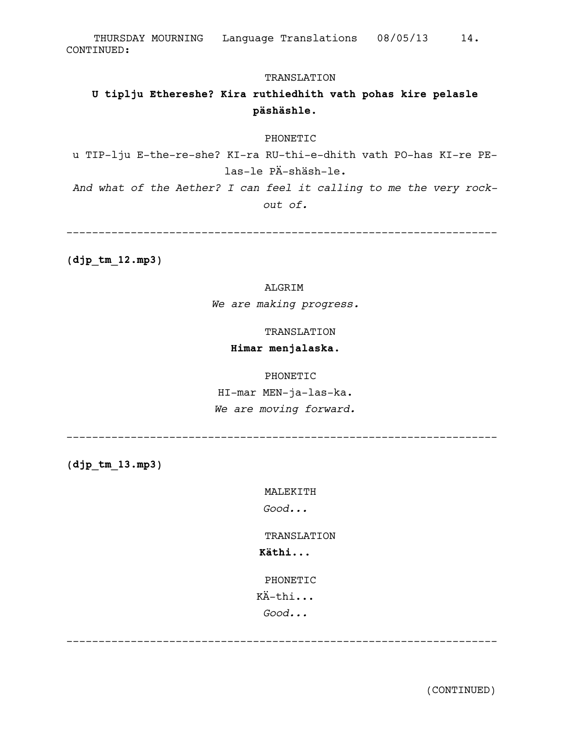CONTINUED:

TRANSLATION

**U tiplju Ethereshe? Kira ruthiedhith vath pohas kire pelasle päshäshle.**

PHONETIC

u TIP-lju E-the-re-she? KI-ra RU-thi-e-dhith vath PO-has KI-re PE-las-le PÄ-shäsh-le.

*And what of the Aether? I can feel it calling to me the very rock-out of.*

---

**(djp_tm_12.mp3)**

ALGRIM

*We are making progress.*

TRANSLATION

**Himar menjalaska.**

PHONETIC

HI-mar MEN-ja-las-ka.

*We are moving forward.*

---

**(djp_tm_13.mp3)**

MALEKITH

*Good...*

TRANSLATION

**Käthi...**

PHONETIC

KÄ-thi...

*Good...*

---

(CONTINUED)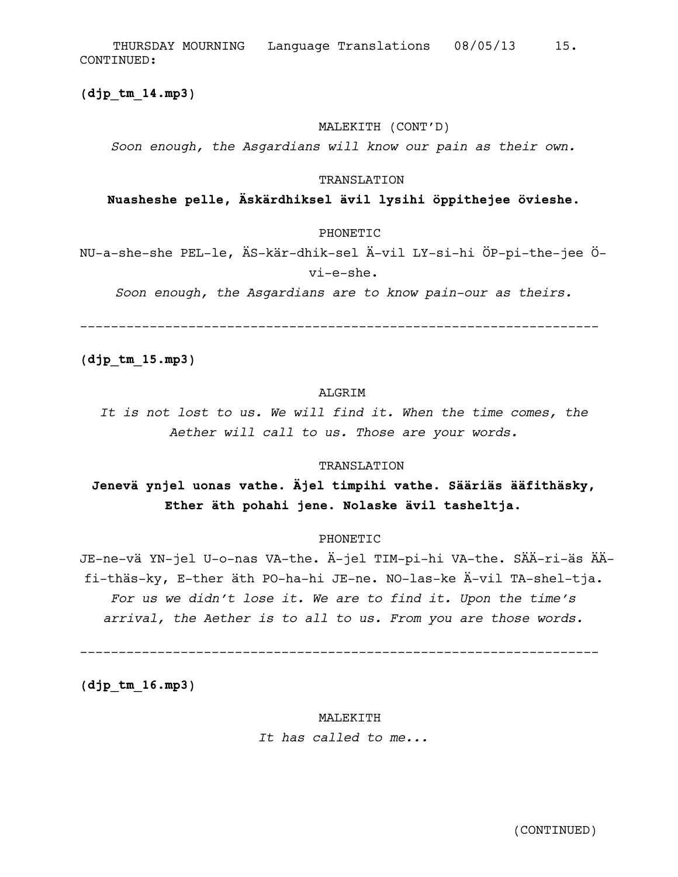CONTINUED:

**(djp_tm_14.mp3)**

MALEKITH (CONT'D)

*Soon enough, the Asgardians will know our pain as their own.*

TRANSLATION

**Nuasheshe pelle, Äskärdhiksel ävil lysihi öppithejee övieshe.**

PHONETIC

NU-a-she-she PEL-le, ÄS-kär-dhik-sel Ä-vil LY-si-hi ÖP-pi-the-jee Ö-vi-e-she.

*Soon enough, the Asgardians are to know pain-our as theirs.*

---

**(djp_tm_15.mp3)**

ALGRIM

*It is not lost to us. We will find it. When the time comes, the Aether will call to us. Those are your words.*

TRANSLATION

**Jenevä ynjel uonas vathe. Äjel timpihi vathe. Sääriäs ääfithäsky, Ether äth pohahi jene. Nolaske ävil tasheltja.**

PHONETIC

JE-ne-vä YN-jel U-o-nas VA-the. Ä-jel TIM-pi-hi VA-the. SÄÄ-ri-äs ÄÄ-fi-thäs-ky, E-ther äth PO-ha-hi JE-ne. NO-las-ke Ä-vil TA-shel-tja.

*For us we didn't lose it. We are to find it. Upon the time's arrival, the Aether is to all to us. From you are those words.*

---

**(djp_tm_16.mp3)**

MALEKITH

*It has called to me...*

(CONTINUED)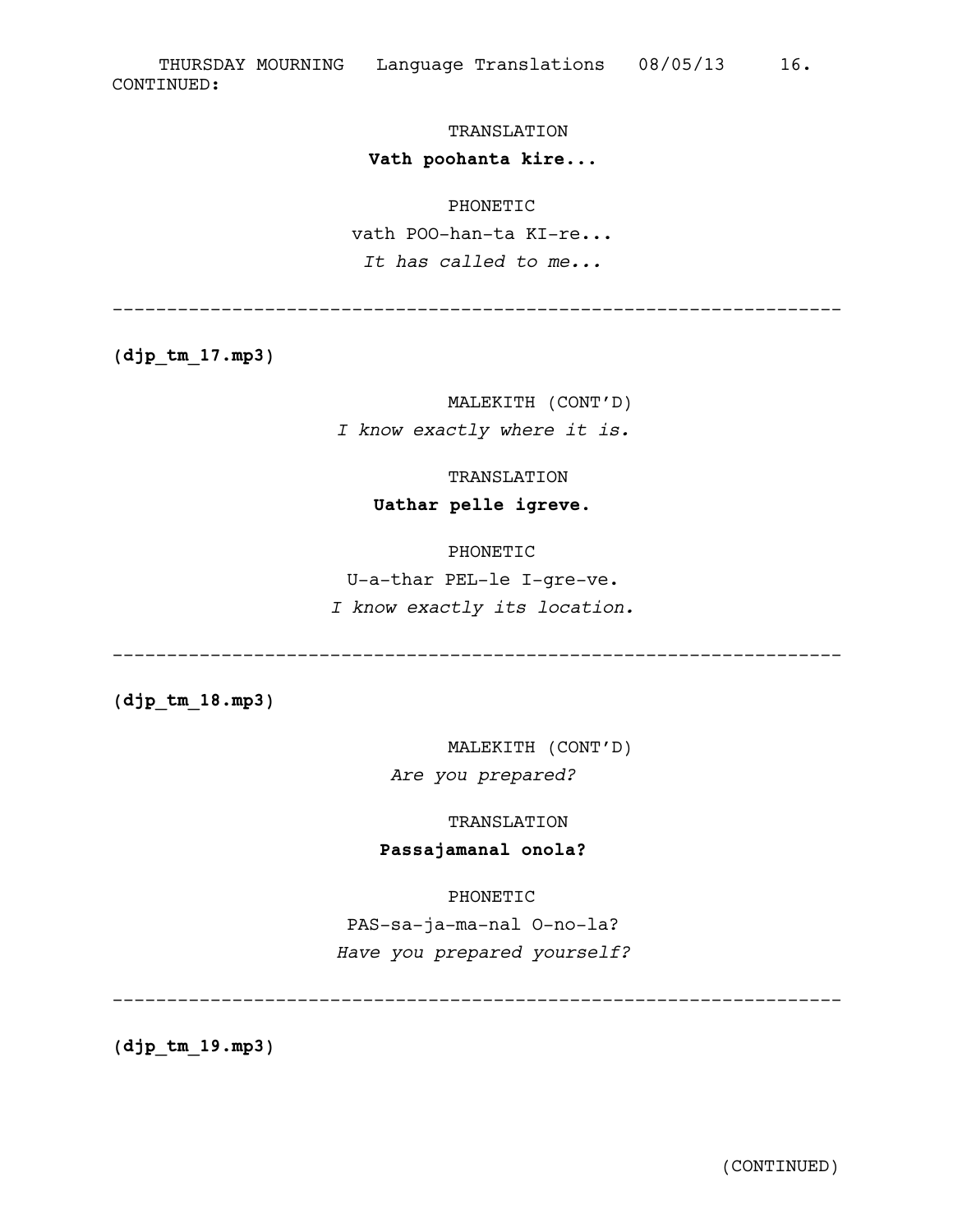CONTINUED:

TRANSLATION

**Vath poohanta kire...**

PHONETIC

vath POO-han-ta KI-re...

*It has called to me...*

---

**(djp_tm_17.mp3)**

MALEKITH (CONT'D)

*I know exactly where it is.*

TRANSLATION

**Uathar pelle igreve.**

PHONETIC

U-a-thar PEL-le I-gre-ve.

*I know exactly its location.*

---

**(djp_tm_18.mp3)**

MALEKITH (CONT'D)

*Are you prepared?*

TRANSLATION

**Passajamanal onola?**

PHONETIC

PAS-sa-ja-ma-nal O-no-la?

*Have you prepared yourself?*

---

**(djp_tm_19.mp3)**

(CONTINUED)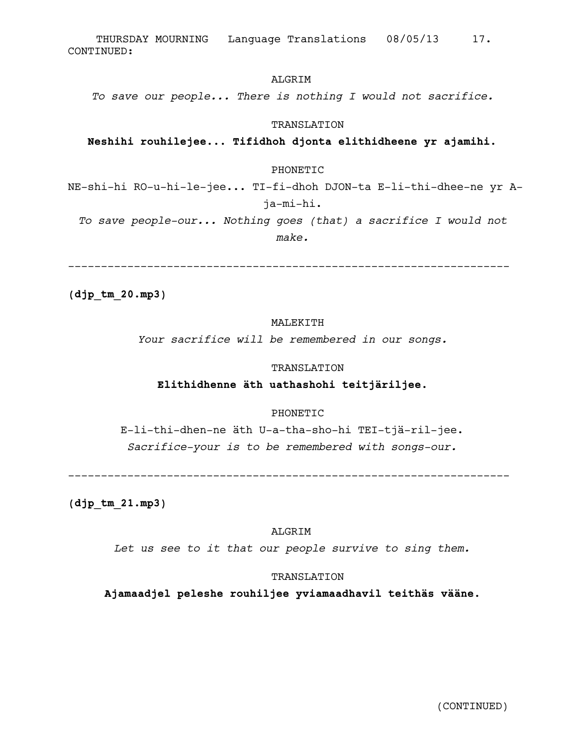CONTINUED:

ALGRIM

*To save our people... There is nothing I would not sacrifice.*

TRANSLATION

**Neshihi rouhilejee... Tifidhoh djonta elithidheene yr ajamihi.**

PHONETIC

NE-shi-hi RO-u-hi-le-jee... TI-fi-dhoh DJON-ta E-li-thi-dhee-ne yr A-ja-mi-hi.

*To save people-our... Nothing goes (that) a sacrifice I would not make.*

---

**(djp_tm_20.mp3)**

MALEKITH

*Your sacrifice will be remembered in our songs.*

TRANSLATION

**Elithidhenne äth uathashohi teitjäriljee.**

PHONETIC

E-li-thi-dhen-ne äth U-a-tha-sho-hi TEI-tjä-ril-jee.

*Sacrifice-your is to be remembered with songs-our.*

---

**(djp_tm_21.mp3)**

ALGRIM

*Let us see to it that our people survive to sing them.*

TRANSLATION

**Ajamaadjel peleshe rouhiljee yviamaadhavil teithäs vääne.**

(CONTINUED)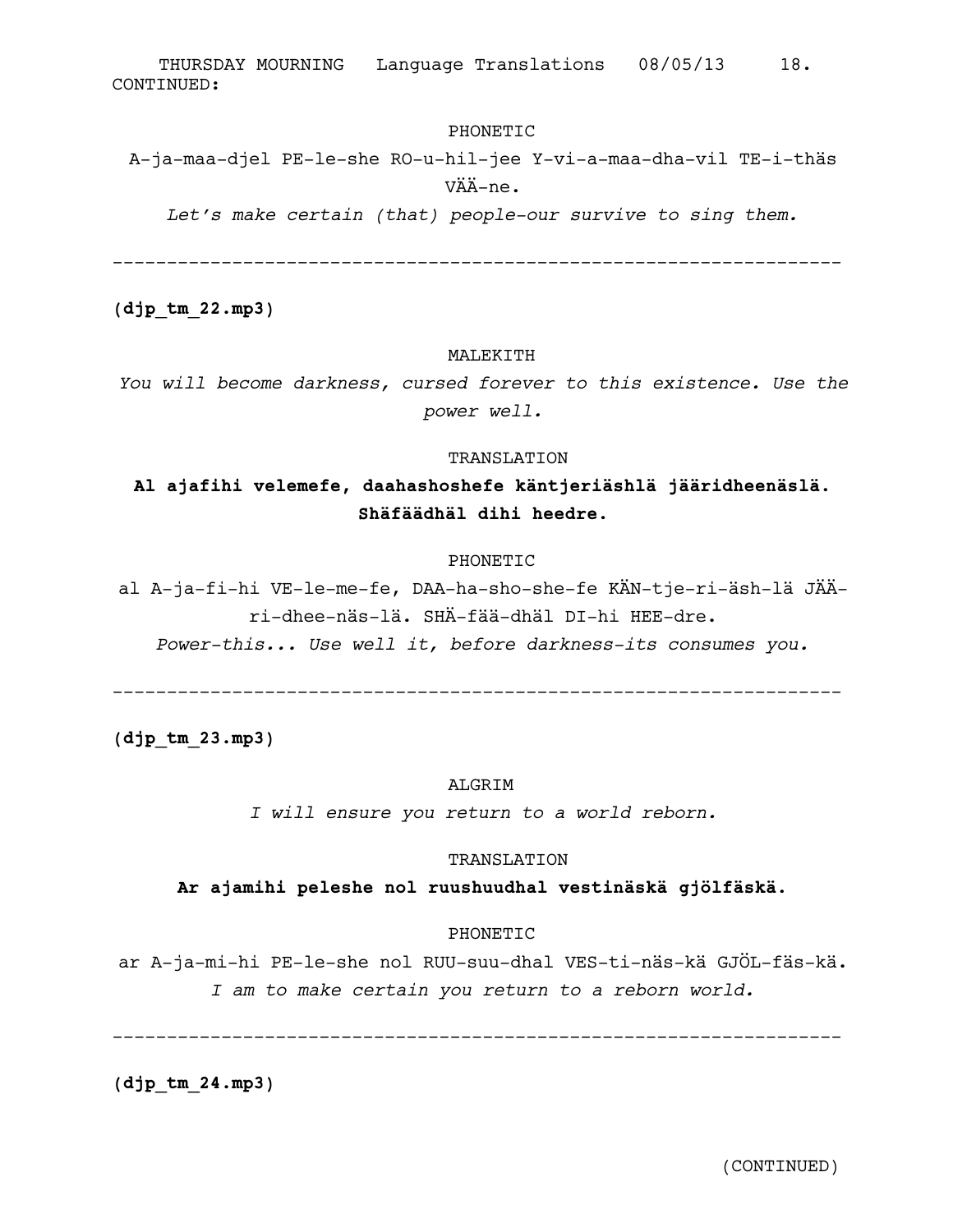CONTINUED:

PHONETIC

A-ja-maa-djel PE-le-she RO-u-hil-jee Y-vi-a-maa-dha-vil TE-i-thäs VÄÄ-ne.

*Let's make certain (that) people-our survive to sing them.*

---

**(djp_tm_22.mp3)**

MALEKITH

*You will become darkness, cursed forever to this existence. Use the power well.*

TRANSLATION

**Al ajafihi velemefe, daahashoshefe käntjeriäshlä jääridheenäslä. Shäfäädhäl dihi heedre.**

PHONETIC

al A-ja-fi-hi VE-le-me-fe, DAA-ha-sho-she-fe KÄN-tje-ri-äsh-lä JÄÄ-ri-dhee-näs-lä. SHÄ-fää-dhäl DI-hi HEE-dre.

*Power-this... Use well it, before darkness-its consumes you.*

---

**(djp_tm_23.mp3)**

ALGRIM

*I will ensure you return to a world reborn.*

TRANSLATION

**Ar ajamihi peleshe nol ruushuudhal vestinäskä gjölfäskä.**

PHONETIC

ar A-ja-mi-hi PE-le-she nol RUU-suu-dhal VES-ti-näs-kä GJÖL-fäs-kä.

*I am to make certain you return to a reborn world.*

---

**(djp_tm_24.mp3)**

(CONTINUED)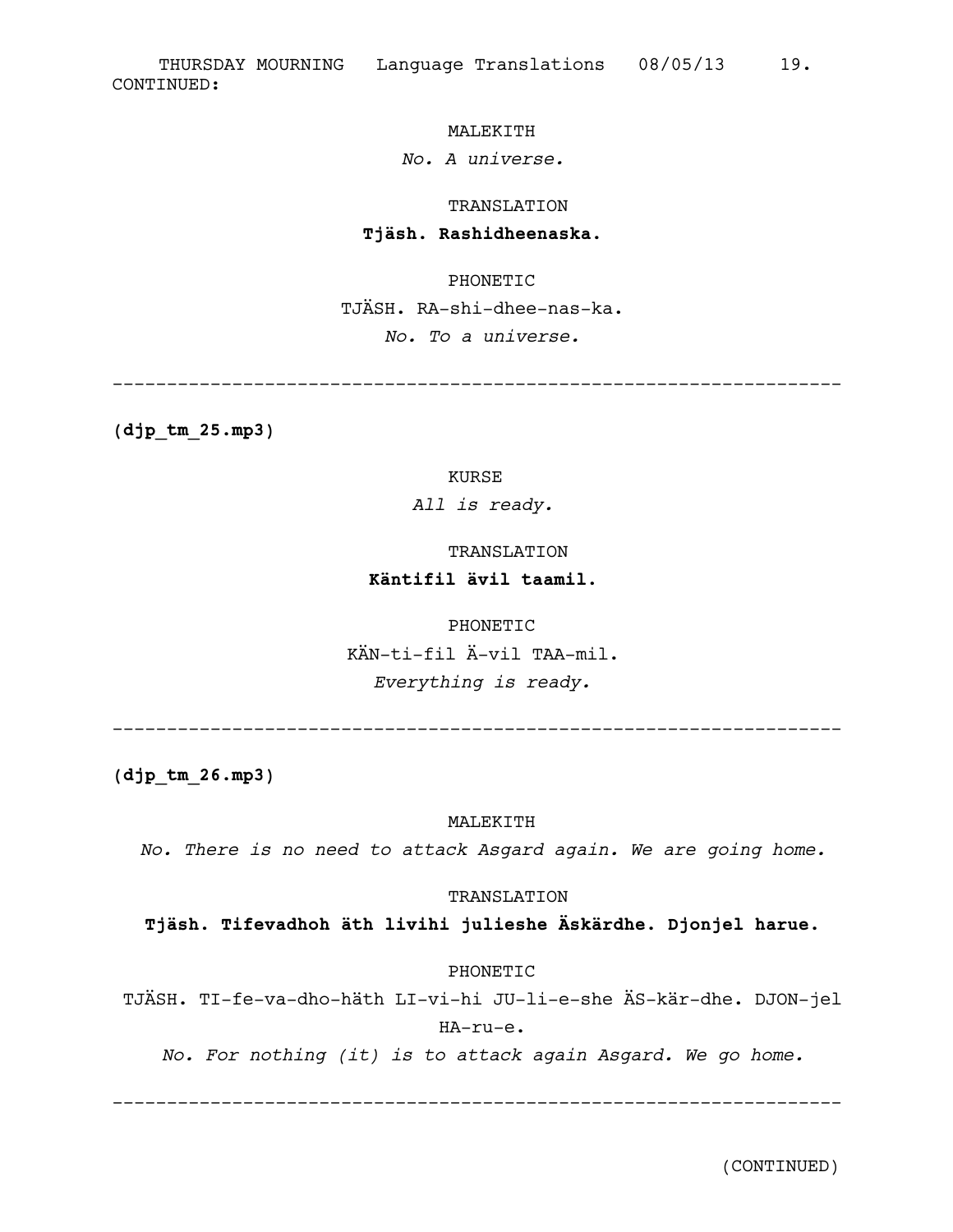CONTINUED:

MALEKITH

*No. A universe.*

TRANSLATION

**Tjäsh. Rashidheenaska.**

PHONETIC

TJÄSH. RA-shi-dhee-nas-ka.

*No. To a universe.*

---

**(djp_tm_25.mp3)**

KURSE

*All is ready.*

TRANSLATION

**Käntifil ävil taamil.**

PHONETIC

KÄN-ti-fil Ä-vil TAA-mil.

*Everything is ready.*

---

**(djp_tm_26.mp3)**

MALEKITH

*No. There is no need to attack Asgard again. We are going home.*

TRANSLATION

**Tjäsh. Tifevadhoh äth livihi julieshe Äskärdhe. Djonjel harue.**

PHONETIC

TJÄSH. TI-fe-va-dho-häth LI-vi-hi JU-li-e-she ÄS-kär-dhe. DJON-jel HA-ru-e.

*No. For nothing (it) is to attack again Asgard. We go home.*

---

(CONTINUED)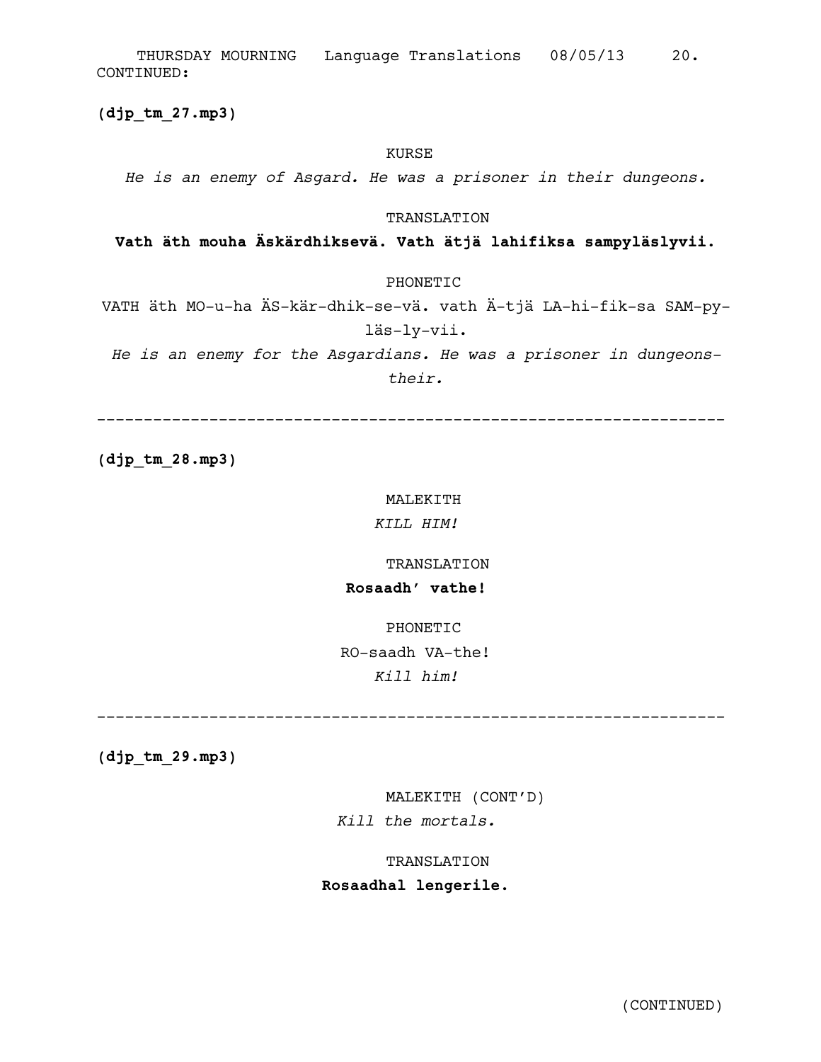CONTINUED:

**(djp_tm_27.mp3)**

KURSE

*He is an enemy of Asgard. He was a prisoner in their dungeons.*

TRANSLATION

**Vath äth mouha Äskärdhiksevä. Vath ätjä lahifiksa sampyläslyvii.**

PHONETIC

VATH äth MO-u-ha ÄS-kär-dhik-se-vä. vath Ä-tjä LA-hi-fik-sa SAM-py-läs-ly-vii.

*He is an enemy for the Asgardians. He was a prisoner in dungeons-their.*

---

**(djp_tm_28.mp3)**

MALEKITH

*KILL HIM!*

TRANSLATION

**Rosaadh' vathe!**

PHONETIC

RO-saadh VA-the!

*Kill him!*

---

**(djp_tm_29.mp3)**

MALEKITH (CONT'D)

*Kill the mortals.*

TRANSLATION

**Rosaadhal lengerile.**

(CONTINUED)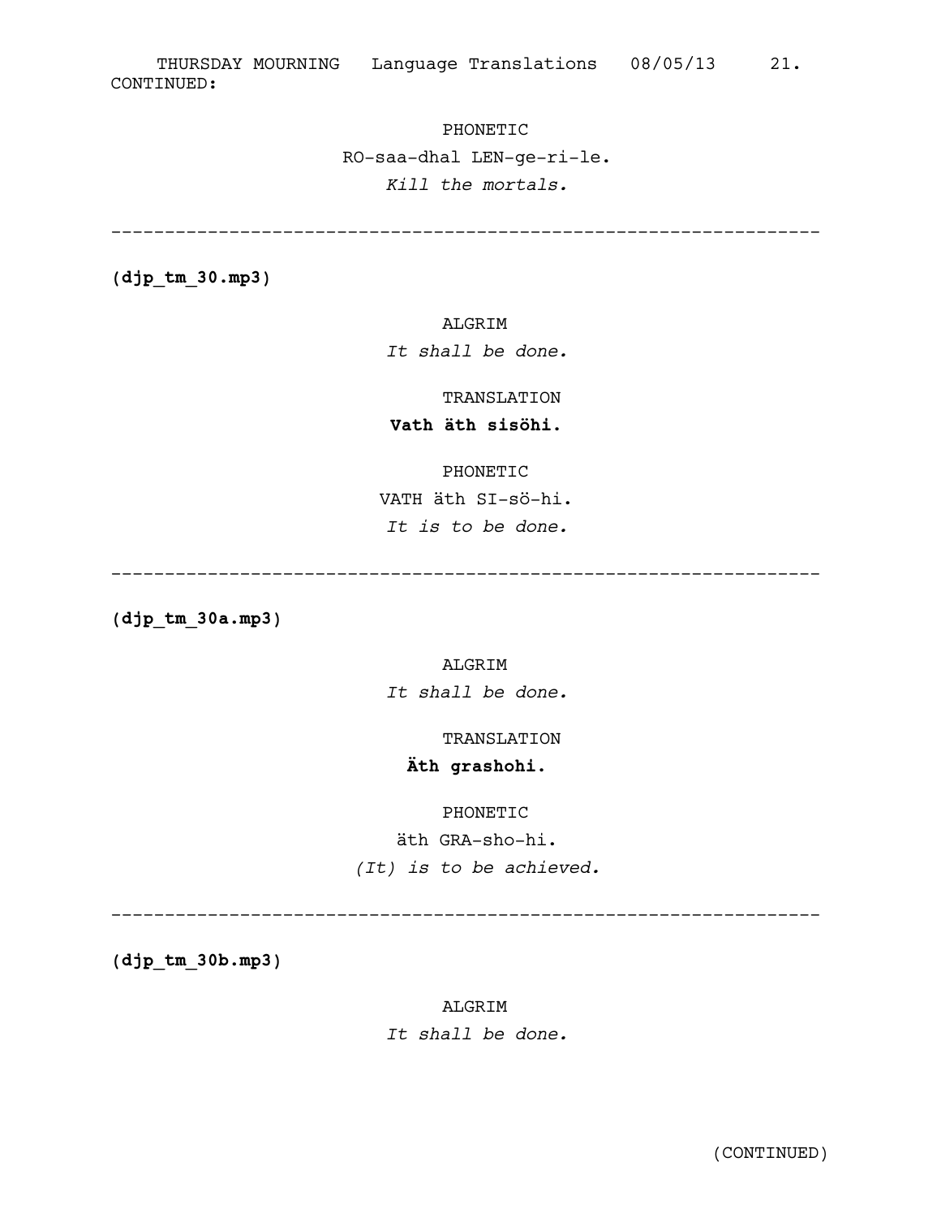CONTINUED:

PHONETIC

RO-saa-dhal LEN-ge-ri-le.

*Kill the mortals.*

---

**(djp_tm_30.mp3)**

ALGRIM

*It shall be done.*

TRANSLATION

**Vath äth sisöhi.**

PHONETIC

VATH äth SI-sö-hi.

*It is to be done.*

---

**(djp_tm_30a.mp3)**

ALGRIM

*It shall be done.*

TRANSLATION

**Äth grashohi.**

PHONETIC

äth GRA-sho-hi.

*(It) is to be achieved.*

---

**(djp_tm_30b.mp3)**

ALGRIM

*It shall be done.*

(CONTINUED)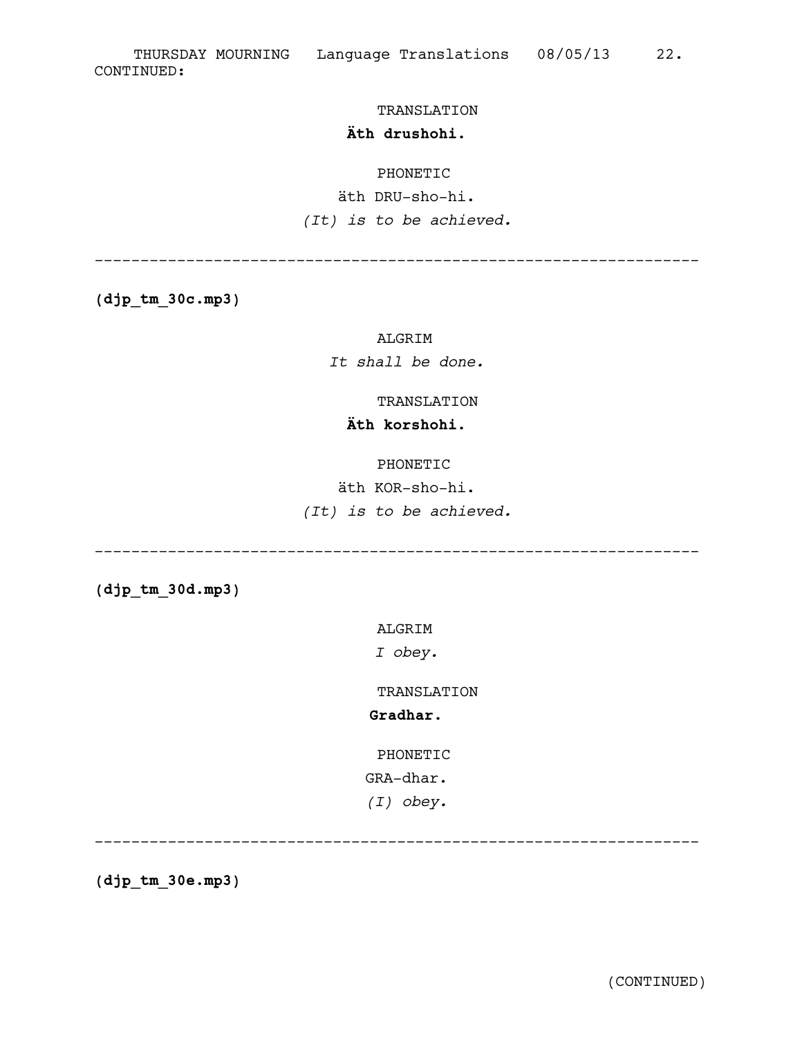CONTINUED:

TRANSLATION

**Äth drushohi.**

PHONETIC

äth DRU-sho-hi.

*(It) is to be achieved.*

---

**(djp_tm_30c.mp3)**

ALGRIM

*It shall be done.*

TRANSLATION

**Äth korshohi.**

PHONETIC

äth KOR-sho-hi.

*(It) is to be achieved.*

---

**(djp_tm_30d.mp3)**

ALGRIM

*I obey.*

TRANSLATION

**Gradhar.**

PHONETIC

GRA-dhar.

*(I) obey.*

---

**(djp_tm_30e.mp3)**

(CONTINUED)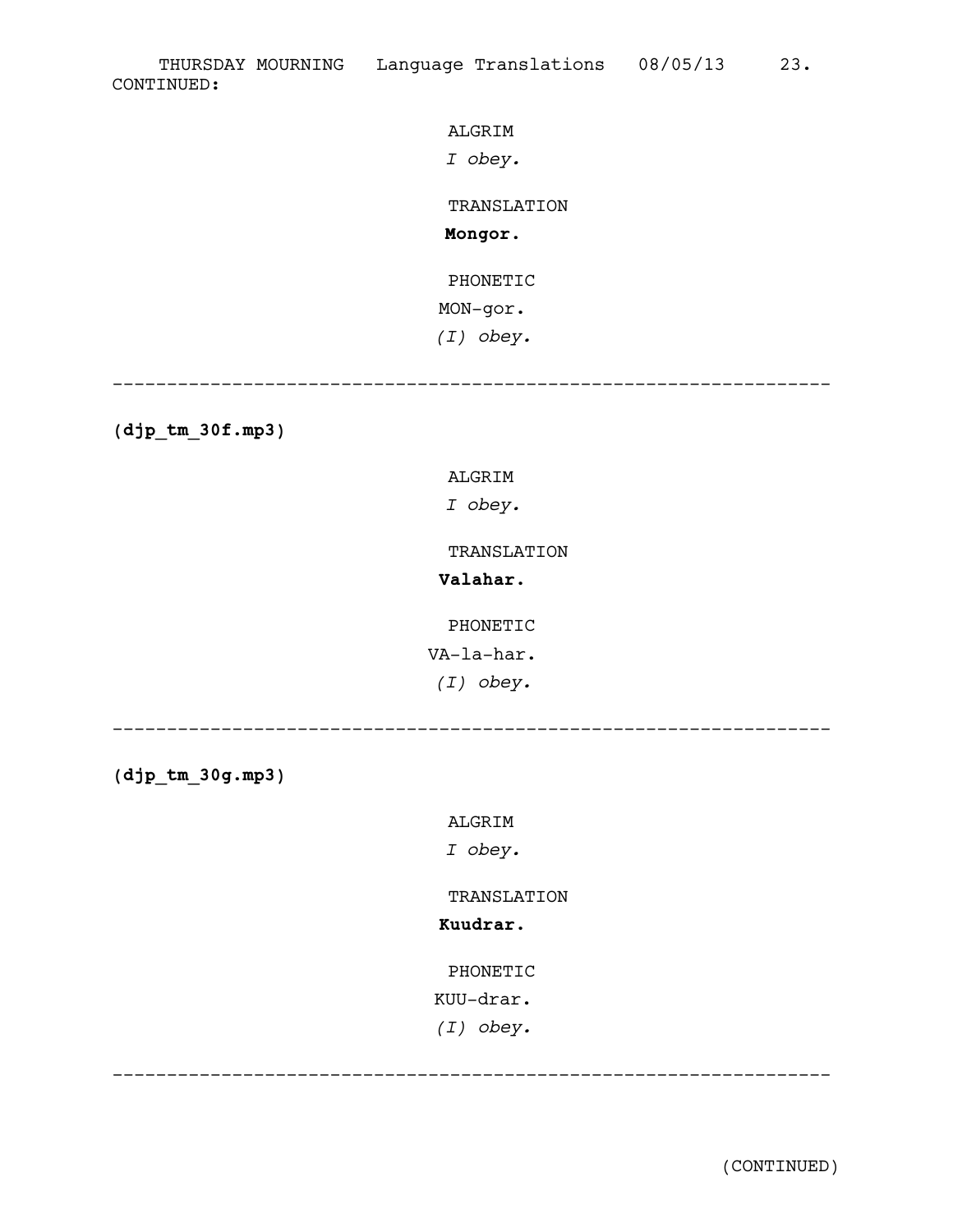CONTINUED:

ALGRIM

*I obey.*

TRANSLATION

**Mongor.**

PHONETIC

MON-gor.

*(I) obey.*

---

**(djp_tm_30f.mp3)**

ALGRIM

*I obey.*

TRANSLATION

**Valahar.**

PHONETIC

VA-la-har.

*(I) obey.*

---

**(djp_tm_30g.mp3)**

ALGRIM

*I obey.*

TRANSLATION

**Kuudrar.**

PHONETIC

KUU-drar.

*(I) obey.*

---

(CONTINUED)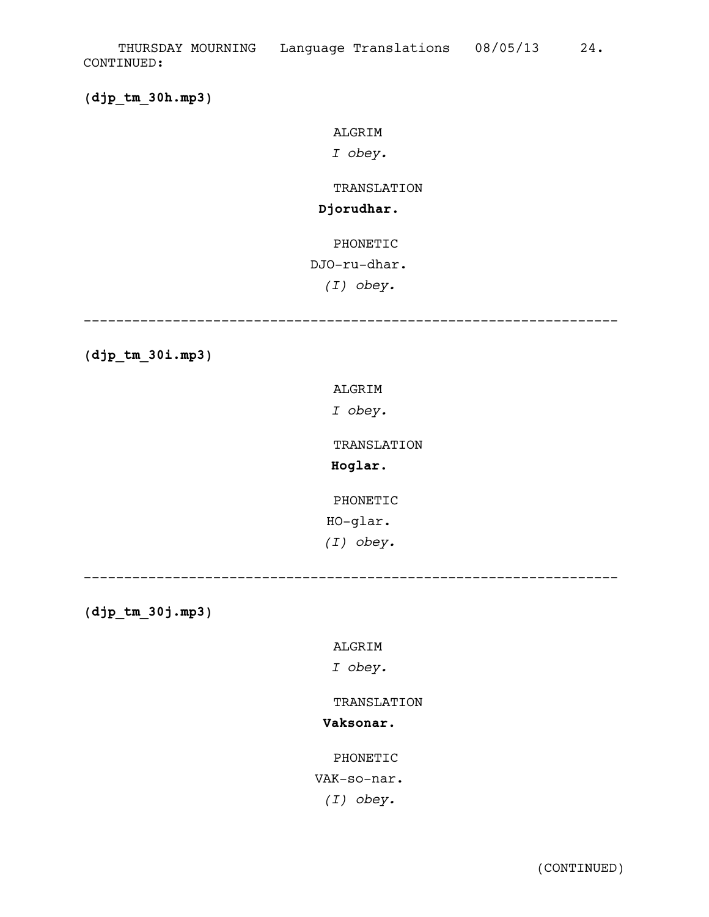CONTINUED:

**(djp_tm_30h.mp3)**

ALGRIM

*I obey.*

TRANSLATION

**Djorudhar.**

PHONETIC

DJO-ru-dhar.

*(I) obey.*

---

**(djp_tm_30i.mp3)**

ALGRIM

*I obey.*

TRANSLATION

**Hoglar.**

PHONETIC

HO-glar.

*(I) obey.*

---

**(djp_tm_30j.mp3)**

ALGRIM

*I obey.*

TRANSLATION

**Vaksonar.**

PHONETIC

VAK-so-nar.

*(I) obey.*

(CONTINUED)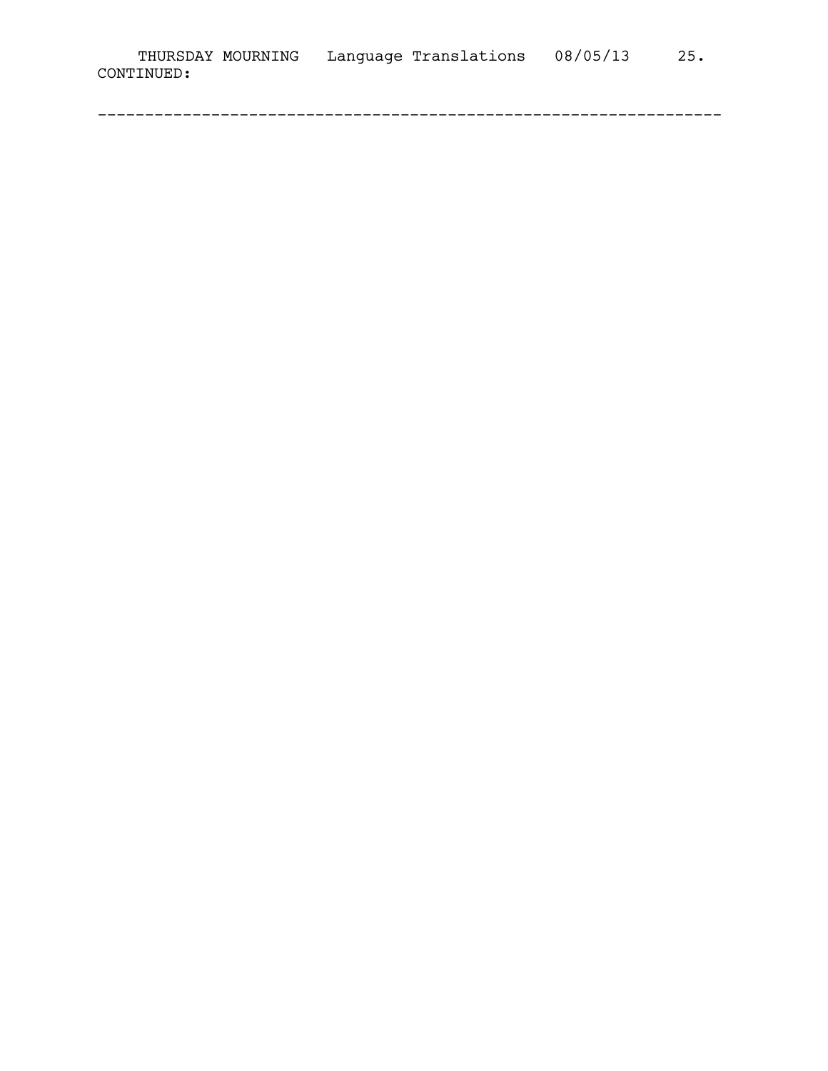CONTINUED:

---